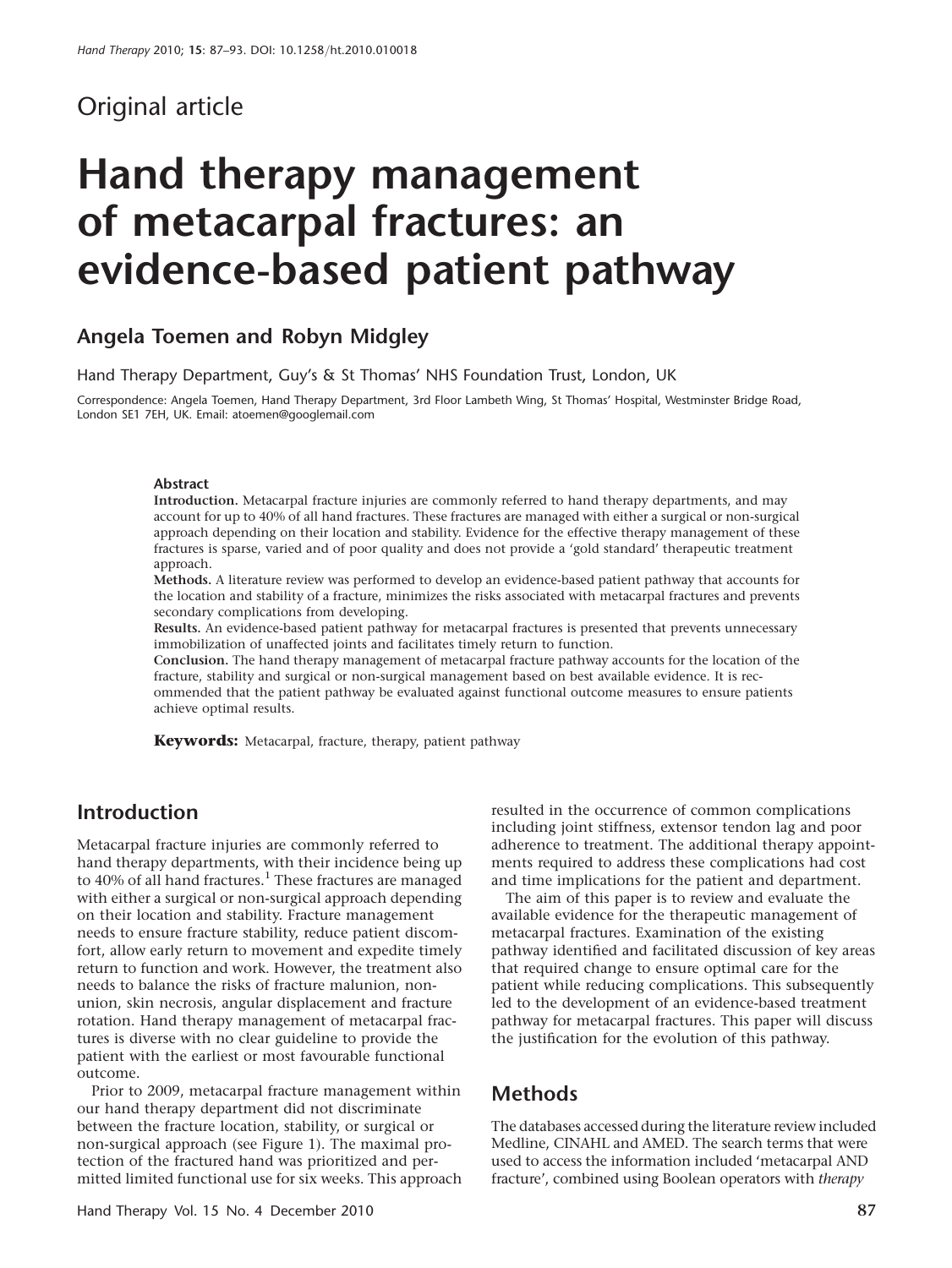Original article

# Hand therapy management of metacarpal fractures: an evidence-based patient pathway

**Angela Toemen and Robyn Midgley**

Hand Therapy Department, Guy's & St Thomas' NHS Foundation Trust, London, UK

Correspondence: Angela Toemen, Hand Therapy Department, 3rd Floor Lambeth Wing, St Thomas' Hospital, Westminster Bridge Road, London SE1 7EH, UK. Email: atoemen@googlemail.com

**Abstract**

**Introduction.** Metacarpal fracture injuries are commonly referred to hand therapy departments, and may account for up to 40% of all hand fractures. These fractures are managed with either a surgical or non-surgical approach depending on their location and stability. Evidence for the effective therapy management of these fractures is sparse, varied and of poor quality and does not provide a 'gold standard' therapeutic treatment approach.

**Methods.** A literature review was performed to develop an evidence-based patient pathway that accounts for the location and stability of a fracture, minimizes the risks associated with metacarpal fractures and prevents secondary complications from developing.

**Results.** An evidence-based patient pathway for metacarpal fractures is presented that prevents unnecessary immobilization of unaffected joints and facilitates timely return to function.

**Conclusion.** The hand therapy management of metacarpal fracture pathway accounts for the location of the fracture, stability and surgical or non-surgical management based on best available evidence. It is recommended that the patient pathway be evaluated against functional outcome measures to ensure patients achieve optimal results.

**Keywords:** Metacarpal, fracture, therapy, patient pathway

## Introduction

Metacarpal fracture injuries are commonly referred to hand therapy departments, with their incidence being up to 40% of all hand fractures.[1] These fractures are managed with either a surgical or non-surgical approach depending on their location and stability. Fracture management needs to ensure fracture stability, reduce patient discomfort, allow early return to movement and expedite timely return to function and work. However, the treatment also needs to balance the risks of fracture malunion, non-union, skin necrosis, angular displacement and fracture rotation. Hand therapy management of metacarpal fractures is diverse with no clear guideline to provide the patient with the earliest or most favourable functional outcome.

Prior to 2009, metacarpal fracture management within our hand therapy department did not discriminate between the fracture location, stability, or surgical or non-surgical approach (see Figure 1). The maximal protection of the fractured hand was prioritized and permitted limited functional use for six weeks. This approach resulted in the occurrence of common complications including joint stiffness, extensor tendon lag and poor adherence to treatment. The additional therapy appointments required to address these complications had cost and time implications for the patient and department.

The aim of this paper is to review and evaluate the available evidence for the therapeutic management of metacarpal fractures. Examination of the existing pathway identified and facilitated discussion of key areas that required change to ensure optimal care for the patient while reducing complications. This subsequently led to the development of an evidence-based treatment pathway for metacarpal fractures. This paper will discuss the justification for the evolution of this pathway.

## Methods

The databases accessed during the literature review included Medline, CINAHL and AMED. The search terms that were used to access the information included 'metacarpal AND fracture', combined using Boolean operators with *therapy*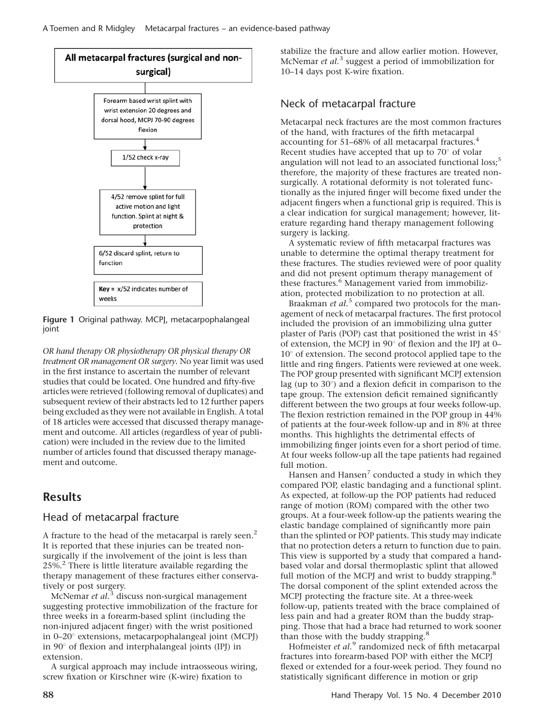**All metacarpal fractures (surgical and non-surgical)**

↓

Forearm based wrist splint with wrist extension 20 degrees and dorsal hood, MCPJ 70-90 degrees flexion

↓

1/52 check x-ray

↓

4/52 remove splint for full active motion and light function. Splint at night & protection

↓

6/52 discard splint, return to function

**Key =** x/52 indicates number of weeks

**Figure 1** Original pathway. MCPJ, metacarpophalangeal joint

*OR hand therapy OR physiotherapy OR physical therapy OR treatment OR management OR surgery*. No year limit was used in the first instance to ascertain the number of relevant studies that could be located. One hundred and fifty-five articles were retrieved (following removal of duplicates) and subsequent review of their abstracts led to 12 further papers being excluded as they were not available in English. A total of 18 articles were accessed that discussed therapy management and outcome. All articles (regardless of year of publication) were included in the review due to the limited number of articles found that discussed therapy management and outcome.

## Results

### Head of metacarpal fracture

A fracture to the head of the metacarpal is rarely seen.[2] It is reported that these injuries can be treated non-surgically if the involvement of the joint is less than 25%.[2] There is little literature available regarding the therapy management of these fractures either conservatively or post surgery.

McNemar *et al.*[3] discuss non-surgical management suggesting protective immobilization of the fracture for three weeks in a forearm-based splint (including the non-injured adjacent finger) with the wrist positioned in 0–20° extensions, metacarpophalangeal joint (MCPJ) in 90° of flexion and interphalangeal joints (IPJ) in extension.

A surgical approach may include intraosseous wiring, screw fixation or Kirschner wire (K-wire) fixation to stabilize the fracture and allow earlier motion. However, McNemar *et al.*[3] suggest a period of immobilization for 10–14 days post K-wire fixation.

### Neck of metacarpal fracture

Metacarpal neck fractures are the most common fractures of the hand, with fractures of the fifth metacarpal accounting for 51–68% of all metacarpal fractures.[4] Recent studies have accepted that up to 70° of volar angulation will not lead to an associated functional loss;[5] therefore, the majority of these fractures are treated non-surgically. A rotational deformity is not tolerated functionally as the injured finger will become fixed under the adjacent fingers when a functional grip is required. This is a clear indication for surgical management; however, literature regarding hand therapy management following surgery is lacking.

A systematic review of fifth metacarpal fractures was unable to determine the optimal therapy treatment for these fractures. The studies reviewed were of poor quality and did not present optimum therapy management of these fractures.[6] Management varied from immobilization, protected mobilization to no protection at all.

Braakman *et al.*[5] compared two protocols for the management of neck of metacarpal fractures. The first protocol included the provision of an immobilizing ulna gutter plaster of Paris (POP) cast that positioned the wrist in 45° of extension, the MCPJ in 90° of flexion and the IPJ at 0–10° of extension. The second protocol applied tape to the little and ring fingers. Patients were reviewed at one week. The POP group presented with significant MCPJ extension lag (up to 30°) and a flexion deficit in comparison to the tape group. The extension deficit remained significantly different between the two groups at four weeks follow-up. The flexion restriction remained in the POP group in 44% of patients at the four-week follow-up and in 8% at three months. This highlights the detrimental effects of immobilizing finger joints even for a short period of time. At four weeks follow-up all the tape patients had regained full motion.

Hansen and Hansen[7] conducted a study in which they compared POP, elastic bandaging and a functional splint. As expected, at follow-up the POP patients had reduced range of motion (ROM) compared with the other two groups. At a four-week follow-up the patients wearing the elastic bandage complained of significantly more pain than the splinted or POP patients. This study may indicate that no protection deters a return to function due to pain. This view is supported by a study that compared a hand-based volar and dorsal thermoplastic splint that allowed full motion of the MCPJ and wrist to buddy strapping.[8] The dorsal component of the splint extended across the MCPJ protecting the fracture site. At a three-week follow-up, patients treated with the brace complained of less pain and had a greater ROM than the buddy strapping. Those that had a brace had returned to work sooner than those with the buddy strapping.[8]

Hofmeister *et al.*[9] randomized neck of fifth metacarpal fractures into forearm-based POP with either the MCPJ flexed or extended for a four-week period. They found no statistically significant difference in motion or grip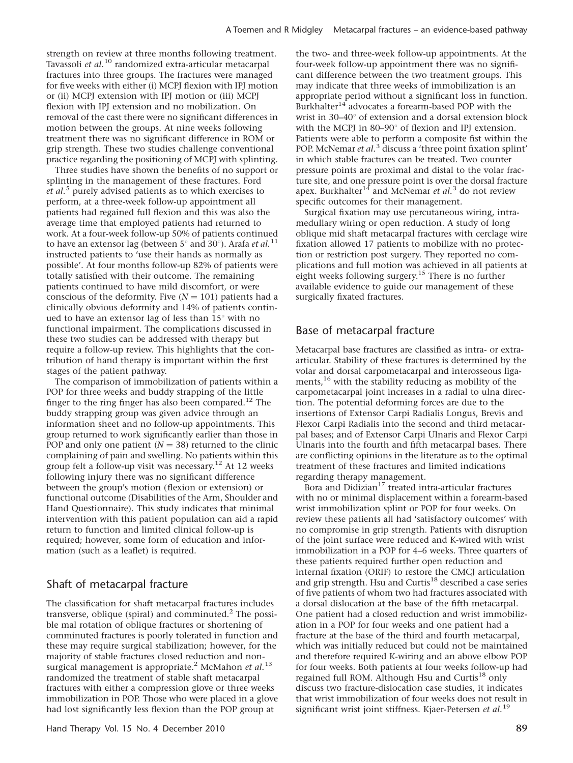strength on review at three months following treatment. Tavassoli *et al.*[10] randomized extra-articular metacarpal fractures into three groups. The fractures were managed for five weeks with either (i) MCPJ flexion with IPJ motion or (ii) MCPJ extension with IPJ motion or (iii) MCPJ flexion with IPJ extension and no mobilization. On removal of the cast there were no significant differences in motion between the groups. At nine weeks following treatment there was no significant difference in ROM or grip strength. These two studies challenge conventional practice regarding the positioning of MCPJ with splinting.

Three studies have shown the benefits of no support or splinting in the management of these fractures. Ford *et al.*[5] purely advised patients as to which exercises to perform, at a three-week follow-up appointment all patients had regained full flexion and this was also the average time that employed patients had returned to work. At a four-week follow-up 50% of patients continued to have an extensor lag (between 5° and 30°). Arafa *et al.*[11] instructed patients to 'use their hands as normally as possible'. At four months follow-up 82% of patients were totally satisfied with their outcome. The remaining patients continued to have mild discomfort, or were conscious of the deformity. Five ($N = 101$) patients had a clinically obvious deformity and 14% of patients continued to have an extensor lag of less than 15° with no functional impairment. The complications discussed in these two studies can be addressed with therapy but require a follow-up review. This highlights that the contribution of hand therapy is important within the first stages of the patient pathway.

The comparison of immobilization of patients within a POP for three weeks and buddy strapping of the little finger to the ring finger has also been compared.[12] The buddy strapping group was given advice through an information sheet and no follow-up appointments. This group returned to work significantly earlier than those in POP and only one patient ($N = 38$) returned to the clinic complaining of pain and swelling. No patients within this group felt a follow-up visit was necessary.[12] At 12 weeks following injury there was no significant difference between the group's motion (flexion or extension) or functional outcome (Disabilities of the Arm, Shoulder and Hand Questionnaire). This study indicates that minimal intervention with this patient population can aid a rapid return to function and limited clinical follow-up is required; however, some form of education and information (such as a leaflet) is required.

## Shaft of metacarpal fracture

The classification for shaft metacarpal fractures includes transverse, oblique (spiral) and comminuted.[2] The possible mal rotation of oblique fractures or shortening of comminuted fractures is poorly tolerated in function and these may require surgical stabilization; however, for the majority of stable fractures closed reduction and non-surgical management is appropriate.[2] McMahon *et al.*[13] randomized the treatment of stable shaft metacarpal fractures with either a compression glove or three weeks immobilization in POP. Those who were placed in a glove had lost significantly less flexion than the POP group at the two- and three-week follow-up appointments. At the four-week follow-up appointment there was no significant difference between the two treatment groups. This may indicate that three weeks of immobilization is an appropriate period without a significant loss in function. Burkhalter[14] advocates a forearm-based POP with the wrist in 30–40° of extension and a dorsal extension block with the MCPJ in 80–90° of flexion and IPJ extension. Patients were able to perform a composite fist within the POP. McNemar *et al.*[3] discuss a 'three point fixation splint' in which stable fractures can be treated. Two counter pressure points are proximal and distal to the volar fracture site, and one pressure point is over the dorsal fracture apex. Burkhalter[14] and McNemar *et al.*[3] do not review specific outcomes for their management.

Surgical fixation may use percutaneous wiring, intramedullary wiring or open reduction. A study of long oblique mid shaft metacarpal fractures with cerclage wire fixation allowed 17 patients to mobilize with no protection or restriction post surgery. They reported no complications and full motion was achieved in all patients at eight weeks following surgery.[15] There is no further available evidence to guide our management of these surgically fixated fractures.

## Base of metacarpal fracture

Metacarpal base fractures are classified as intra- or extra-articular. Stability of these fractures is determined by the volar and dorsal carpometacarpal and interosseous ligaments,[16] with the stability reducing as mobility of the carpometacarpal joint increases in a radial to ulna direction. The potential deforming forces are due to the insertions of Extensor Carpi Radialis Longus, Brevis and Flexor Carpi Radialis into the second and third metacarpal bases; and of Extensor Carpi Ulnaris and Flexor Carpi Ulnaris into the fourth and fifth metacarpal bases. There are conflicting opinions in the literature as to the optimal treatment of these fractures and limited indications regarding therapy management.

Bora and Didizian[17] treated intra-articular fractures with no or minimal displacement within a forearm-based wrist immobilization splint or POP for four weeks. On review these patients all had 'satisfactory outcomes' with no compromise in grip strength. Patients with disruption of the joint surface were reduced and K-wired with wrist immobilization in a POP for 4–6 weeks. Three quarters of these patients required further open reduction and internal fixation (ORIF) to restore the CMCJ articulation and grip strength. Hsu and Curtis[18] described a case series of five patients of whom two had fractures associated with a dorsal dislocation at the base of the fifth metacarpal. One patient had a closed reduction and wrist immobilization in a POP for four weeks and one patient had a fracture at the base of the third and fourth metacarpal, which was initially reduced but could not be maintained and therefore required K-wiring and an above elbow POP for four weeks. Both patients at four weeks follow-up had regained full ROM. Although Hsu and Curtis[18] only discuss two fracture-dislocation case studies, it indicates that wrist immobilization of four weeks does not result in significant wrist joint stiffness. Kjaer-Petersen *et al.*[19]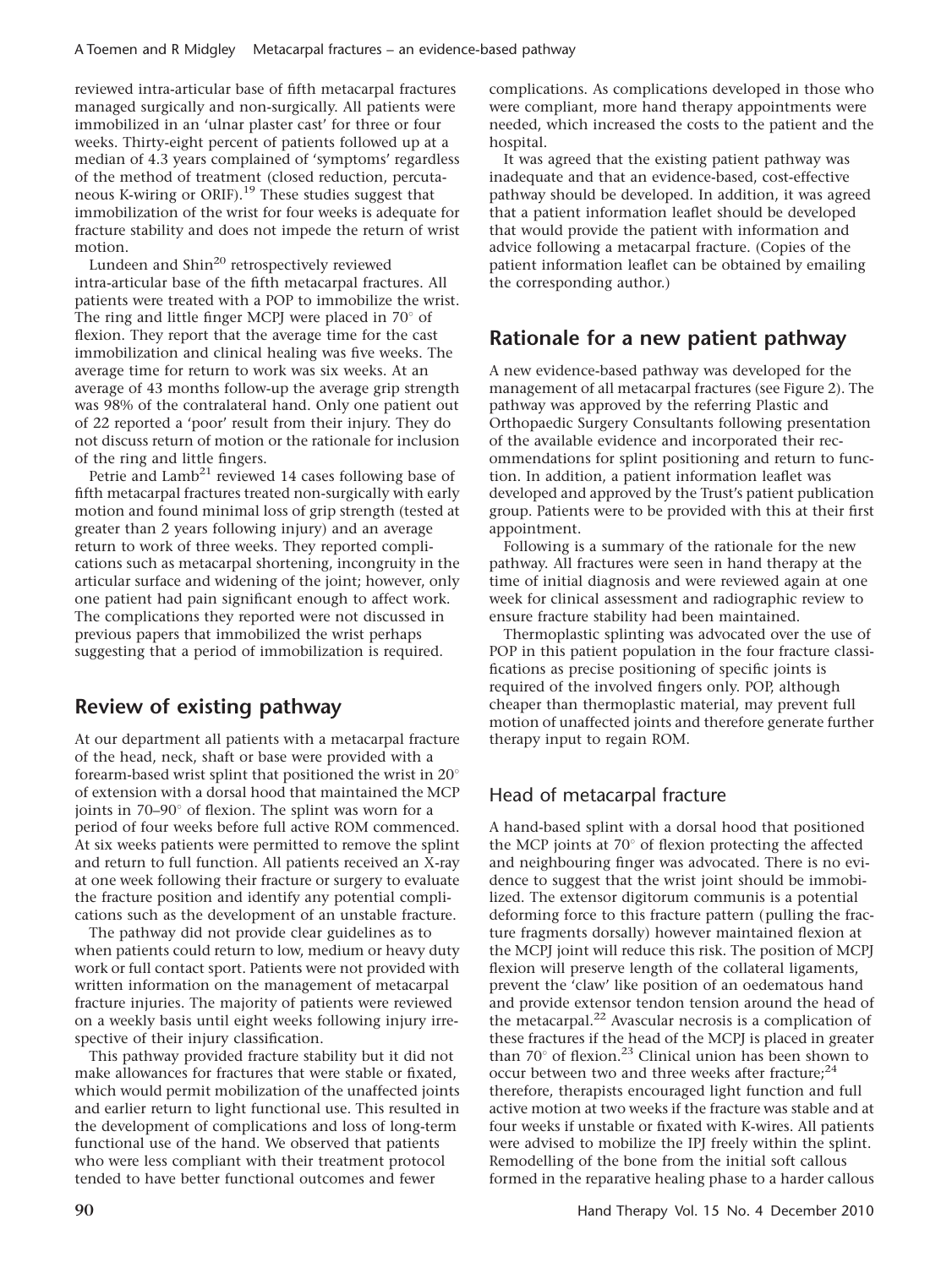reviewed intra-articular base of fifth metacarpal fractures managed surgically and non-surgically. All patients were immobilized in an 'ulnar plaster cast' for three or four weeks. Thirty-eight percent of patients followed up at a median of 4.3 years complained of 'symptoms' regardless of the method of treatment (closed reduction, percutaneous K-wiring or ORIF).[19] These studies suggest that immobilization of the wrist for four weeks is adequate for fracture stability and does not impede the return of wrist motion.

Lundeen and Shin[20] retrospectively reviewed intra-articular base of the fifth metacarpal fractures. All patients were treated with a POP to immobilize the wrist. The ring and little finger MCPJ were placed in 70° of flexion. They report that the average time for the cast immobilization and clinical healing was five weeks. The average time for return to work was six weeks. At an average of 43 months follow-up the average grip strength was 98% of the contralateral hand. Only one patient out of 22 reported a 'poor' result from their injury. They do not discuss return of motion or the rationale for inclusion of the ring and little fingers.

Petrie and Lamb[21] reviewed 14 cases following base of fifth metacarpal fractures treated non-surgically with early motion and found minimal loss of grip strength (tested at greater than 2 years following injury) and an average return to work of three weeks. They reported complications such as metacarpal shortening, incongruity in the articular surface and widening of the joint; however, only one patient had pain significant enough to affect work. The complications they reported were not discussed in previous papers that immobilized the wrist perhaps suggesting that a period of immobilization is required.

## Review of existing pathway

At our department all patients with a metacarpal fracture of the head, neck, shaft or base were provided with a forearm-based wrist splint that positioned the wrist in 20° of extension with a dorsal hood that maintained the MCP joints in 70–90° of flexion. The splint was worn for a period of four weeks before full active ROM commenced. At six weeks patients were permitted to remove the splint and return to full function. All patients received an X-ray at one week following their fracture or surgery to evaluate the fracture position and identify any potential complications such as the development of an unstable fracture.

The pathway did not provide clear guidelines as to when patients could return to low, medium or heavy duty work or full contact sport. Patients were not provided with written information on the management of metacarpal fracture injuries. The majority of patients were reviewed on a weekly basis until eight weeks following injury irrespective of their injury classification.

This pathway provided fracture stability but it did not make allowances for fractures that were stable or fixated, which would permit mobilization of the unaffected joints and earlier return to light functional use. This resulted in the development of complications and loss of long-term functional use of the hand. We observed that patients who were less compliant with their treatment protocol tended to have better functional outcomes and fewer complications. As complications developed in those who were compliant, more hand therapy appointments were needed, which increased the costs to the patient and the hospital.

It was agreed that the existing patient pathway was inadequate and that an evidence-based, cost-effective pathway should be developed. In addition, it was agreed that a patient information leaflet should be developed that would provide the patient with information and advice following a metacarpal fracture. (Copies of the patient information leaflet can be obtained by emailing the corresponding author.)

## Rationale for a new patient pathway

A new evidence-based pathway was developed for the management of all metacarpal fractures (see Figure 2). The pathway was approved by the referring Plastic and Orthopaedic Surgery Consultants following presentation of the available evidence and incorporated their recommendations for splint positioning and return to function. In addition, a patient information leaflet was developed and approved by the Trust's patient publication group. Patients were to be provided with this at their first appointment.

Following is a summary of the rationale for the new pathway. All fractures were seen in hand therapy at the time of initial diagnosis and were reviewed again at one week for clinical assessment and radiographic review to ensure fracture stability had been maintained.

Thermoplastic splinting was advocated over the use of POP in this patient population in the four fracture classifications as precise positioning of specific joints is required of the involved fingers only. POP, although cheaper than thermoplastic material, may prevent full motion of unaffected joints and therefore generate further therapy input to regain ROM.

### Head of metacarpal fracture

A hand-based splint with a dorsal hood that positioned the MCP joints at 70° of flexion protecting the affected and neighbouring finger was advocated. There is no evidence to suggest that the wrist joint should be immobilized. The extensor digitorum communis is a potential deforming force to this fracture pattern (pulling the fracture fragments dorsally) however maintained flexion at the MCPJ joint will reduce this risk. The position of MCPJ flexion will preserve length of the collateral ligaments, prevent the 'claw' like position of an oedematous hand and provide extensor tendon tension around the head of the metacarpal.[22] Avascular necrosis is a complication of these fractures if the head of the MCPJ is placed in greater than 70° of flexion.[23] Clinical union has been shown to occur between two and three weeks after fracture;[24] therefore, therapists encouraged light function and full active motion at two weeks if the fracture was stable and at four weeks if unstable or fixated with K-wires. All patients were advised to mobilize the IPJ freely within the splint. Remodelling of the bone from the initial soft callous formed in the reparative healing phase to a harder callous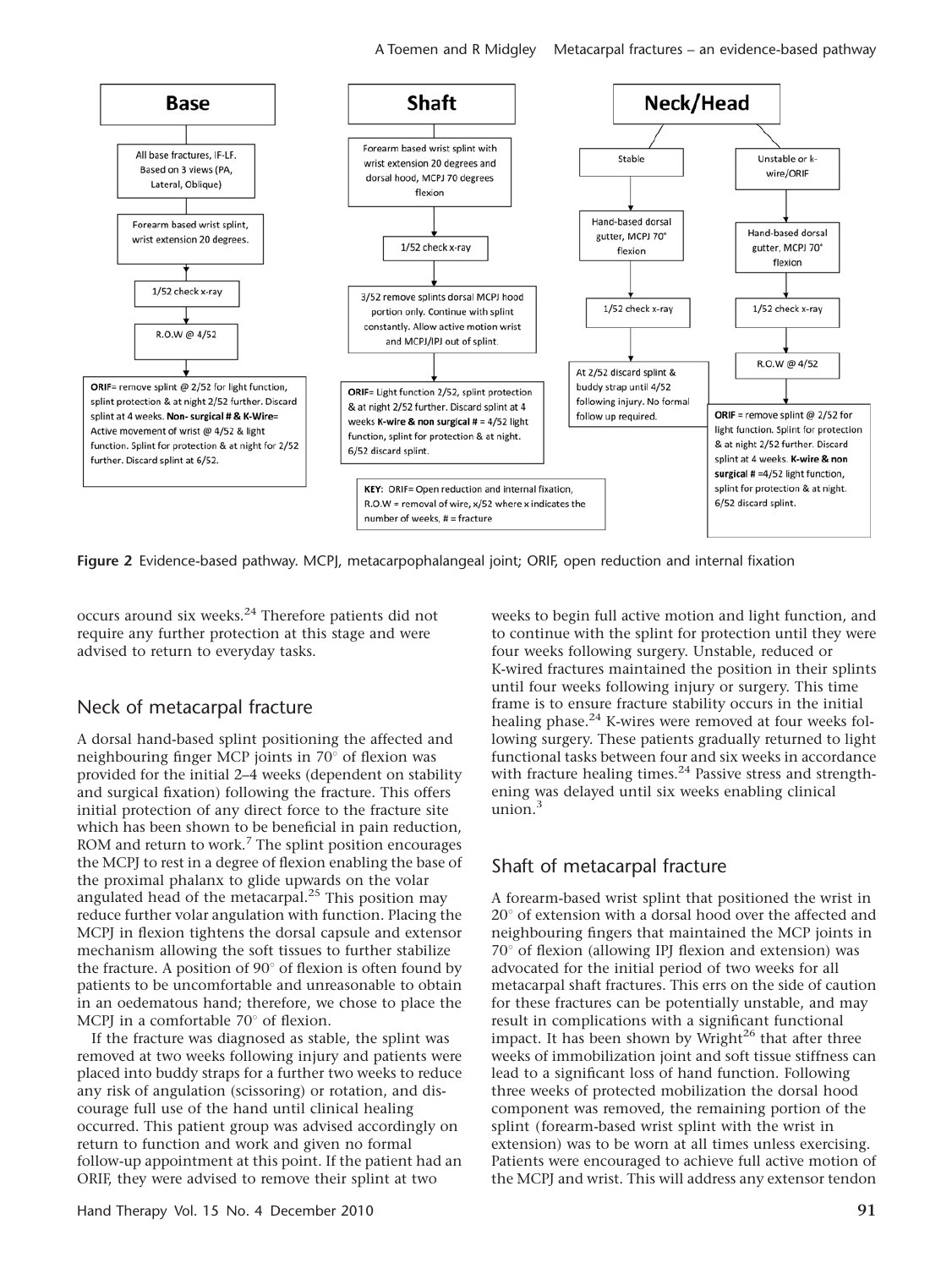**Base**

All base fractures, IF-LF. Based on 3 views (PA, Lateral, Oblique)

Forearm based wrist splint, wrist extension 20 degrees.

1/52 check x-ray

R.O.W @ 4/52

**ORIF**= remove splint @ 2/52 for light function, splint protection & at night 2/52 further. Discard splint at 4 weeks. **Non- surgical # & K-Wire**= Active movement of wrist @ 4/52 & light function. Splint for protection & at night for 2/52 further. Discard splint at 6/52.

**Shaft**

Forearm based wrist splint with wrist extension 20 degrees and dorsal hood, MCPJ 70 degrees flexion

1/52 check x-ray

3/52 remove splints dorsal MCPJ hood portion only. Continue with splint constantly. Allow active motion wrist and MCPJ/IPJ out of splint.

**ORIF**= Light function 2/52, splint protection & at night 2/52 further. Discard splint at 4 weeks **K-wire & non surgical #** = 4/52 light function, splint for protection & at night. 6/52 discard splint.

**Neck/Head**

Stable

Hand-based dorsal gutter, MCPJ 70° flexion

1/52 check x-ray

At 2/52 discard splint & buddy strap until 4/52 following injury. No formal follow up required.

Unstable or k-wire/ORIF

Hand-based dorsal gutter, MCPJ 70° flexion

1/52 check x-ray

R.O.W @ 4/52

**ORIF** = remove splint @ 2/52 for light function. Splint for protection & at night 2/52 further. Discard splint at 4 weeks. **K-wire & non surgical #** =4/52 light function, splint for protection & at night. 6/52 discard splint.

KEY: ORIF= Open reduction and internal fixation, R.O.W = removal of wire, x/52 where x indicates the number of weeks, # = fracture

**Figure 2** Evidence-based pathway. MCPJ, metacarpophalangeal joint; ORIF, open reduction and internal fixation

occurs around six weeks.[24] Therefore patients did not require any further protection at this stage and were advised to return to everyday tasks.

## Neck of metacarpal fracture

A dorsal hand-based splint positioning the affected and neighbouring finger MCP joints in 70° of flexion was provided for the initial 2–4 weeks (dependent on stability and surgical fixation) following the fracture. This offers initial protection of any direct force to the fracture site which has been shown to be beneficial in pain reduction, ROM and return to work.[7] The splint position encourages the MCPJ to rest in a degree of flexion enabling the base of the proximal phalanx to glide upwards on the volar angulated head of the metacarpal.[25] This position may reduce further volar angulation with function. Placing the MCPJ in flexion tightens the dorsal capsule and extensor mechanism allowing the soft tissues to further stabilize the fracture. A position of 90° of flexion is often found by patients to be uncomfortable and unreasonable to obtain in an oedematous hand; therefore, we chose to place the MCPJ in a comfortable 70° of flexion.

If the fracture was diagnosed as stable, the splint was removed at two weeks following injury and patients were placed into buddy straps for a further two weeks to reduce any risk of angulation (scissoring) or rotation, and discourage full use of the hand until clinical healing occurred. This patient group was advised accordingly on return to function and work and given no formal follow-up appointment at this point. If the patient had an ORIF, they were advised to remove their splint at two weeks to begin full active motion and light function, and to continue with the splint for protection until they were four weeks following surgery. Unstable, reduced or K-wired fractures maintained the position in their splints until four weeks following injury or surgery. This time frame is to ensure fracture stability occurs in the initial healing phase.[24] K-wires were removed at four weeks following surgery. These patients gradually returned to light functional tasks between four and six weeks in accordance with fracture healing times.[24] Passive stress and strengthening was delayed until six weeks enabling clinical union.[3]

## Shaft of metacarpal fracture

A forearm-based wrist splint that positioned the wrist in 20° of extension with a dorsal hood over the affected and neighbouring fingers that maintained the MCP joints in 70° of flexion (allowing IPJ flexion and extension) was advocated for the initial period of two weeks for all metacarpal shaft fractures. This errs on the side of caution for these fractures can be potentially unstable, and may result in complications with a significant functional impact. It has been shown by Wright[26] that after three weeks of immobilization joint and soft tissue stiffness can lead to a significant loss of hand function. Following three weeks of protected mobilization the dorsal hood component was removed, the remaining portion of the splint (forearm-based wrist splint with the wrist in extension) was to be worn at all times unless exercising. Patients were encouraged to achieve full active motion of the MCPJ and wrist. This will address any extensor tendon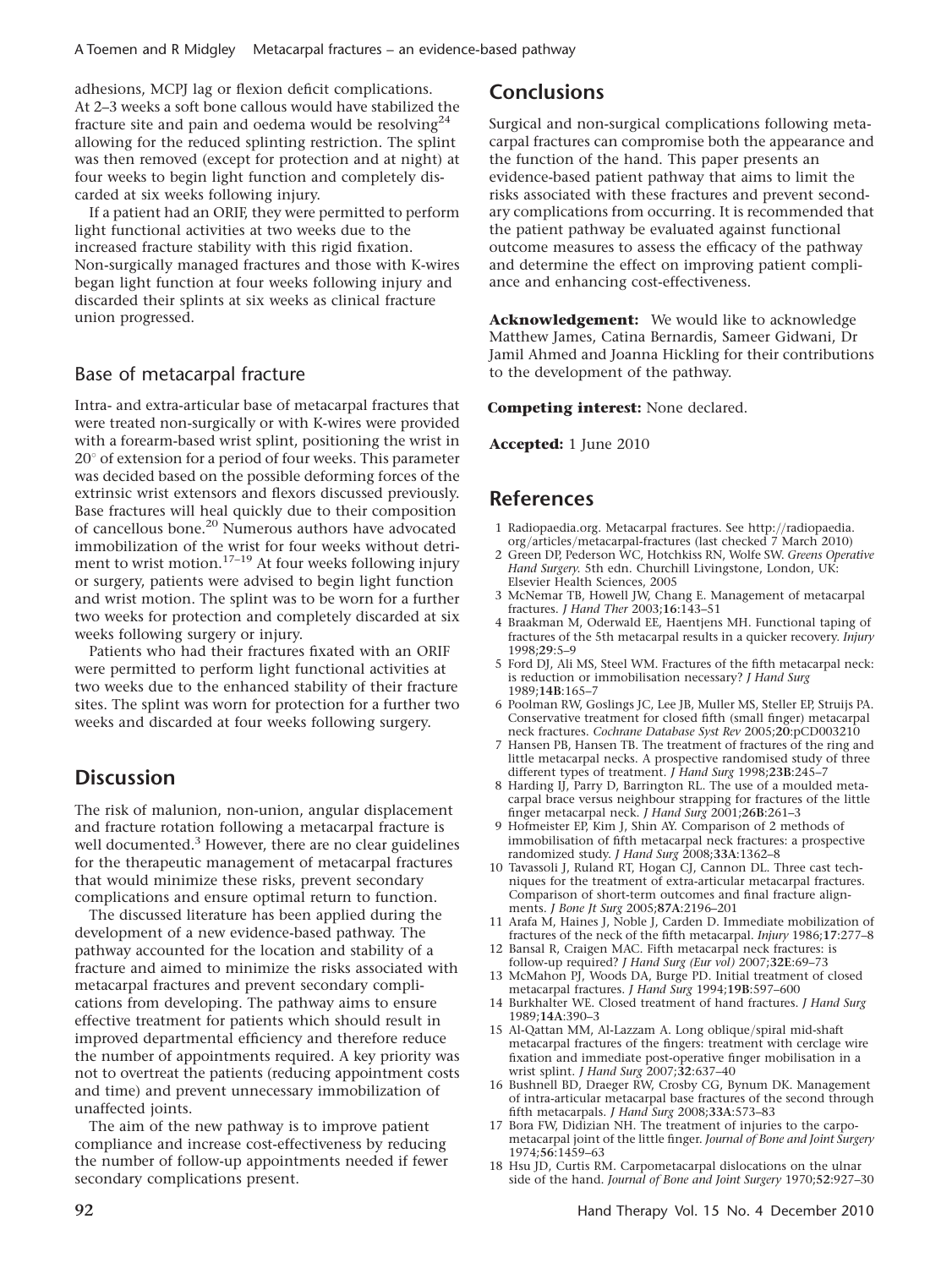adhesions, MCPJ lag or flexion deficit complications. At 2–3 weeks a soft bone callous would have stabilized the fracture site and pain and oedema would be resolving[24] allowing for the reduced splinting restriction. The splint was then removed (except for protection and at night) at four weeks to begin light function and completely discarded at six weeks following injury.

If a patient had an ORIF, they were permitted to perform light functional activities at two weeks due to the increased fracture stability with this rigid fixation. Non-surgically managed fractures and those with K-wires began light function at four weeks following injury and discarded their splints at six weeks as clinical fracture union progressed.

### Base of metacarpal fracture

Intra- and extra-articular base of metacarpal fractures that were treated non-surgically or with K-wires were provided with a forearm-based wrist splint, positioning the wrist in 20° of extension for a period of four weeks. This parameter was decided based on the possible deforming forces of the extrinsic wrist extensors and flexors discussed previously. Base fractures will heal quickly due to their composition of cancellous bone.[20] Numerous authors have advocated immobilization of the wrist for four weeks without detriment to wrist motion.[17–19] At four weeks following injury or surgery, patients were advised to begin light function and wrist motion. The splint was to be worn for a further two weeks for protection and completely discarded at six weeks following surgery or injury.

Patients who had their fractures fixated with an ORIF were permitted to perform light functional activities at two weeks due to the enhanced stability of their fracture sites. The splint was worn for protection for a further two weeks and discarded at four weeks following surgery.

## Discussion

The risk of malunion, non-union, angular displacement and fracture rotation following a metacarpal fracture is well documented.[3] However, there are no clear guidelines for the therapeutic management of metacarpal fractures that would minimize these risks, prevent secondary complications and ensure optimal return to function.

The discussed literature has been applied during the development of a new evidence-based pathway. The pathway accounted for the location and stability of a fracture and aimed to minimize the risks associated with metacarpal fractures and prevent secondary complications from developing. The pathway aims to ensure effective treatment for patients which should result in improved departmental efficiency and therefore reduce the number of appointments required. A key priority was not to overtreat the patients (reducing appointment costs and time) and prevent unnecessary immobilization of unaffected joints.

The aim of the new pathway is to improve patient compliance and increase cost-effectiveness by reducing the number of follow-up appointments needed if fewer secondary complications present.

## Conclusions

Surgical and non-surgical complications following metacarpal fractures can compromise both the appearance and the function of the hand. This paper presents an evidence-based patient pathway that aims to limit the risks associated with these fractures and prevent secondary complications from occurring. It is recommended that the patient pathway be evaluated against functional outcome measures to assess the efficacy of the pathway and determine the effect on improving patient compliance and enhancing cost-effectiveness.

**Acknowledgement:** We would like to acknowledge Matthew James, Catina Bernardis, Sameer Gidwani, Dr Jamil Ahmed and Joanna Hickling for their contributions to the development of the pathway.

**Competing interest:** None declared.

**Accepted:** 1 June 2010

## References

1. Radiopaedia.org. Metacarpal fractures. See http://radiopaedia.org/articles/metacarpal-fractures (last checked 7 March 2010)
2. Green DP, Pederson WC, Hotchkiss RN, Wolfe SW. *Greens Operative Hand Surgery.* 5th edn. Churchill Livingstone, London, UK: Elsevier Health Sciences, 2005
3. McNemar TB, Howell JW, Chang E. Management of metacarpal fractures. *J Hand Ther* 2003;**16**:143–51
4. Braakman M, Oderwald EE, Haentjens MH. Functional taping of fractures of the 5th metacarpal results in a quicker recovery. *Injury* 1998;**29**:5–9
5. Ford DJ, Ali MS, Steel WM. Fractures of the fifth metacarpal neck: is reduction or immobilisation necessary? *J Hand Surg* 1989;**14B**:165–7
6. Poolman RW, Goslings JC, Lee JB, Muller MS, Steller EP, Struijs PA. Conservative treatment for closed fifth (small finger) metacarpal neck fractures. *Cochrane Database Syst Rev* 2005;**20**:pCD003210
7. Hansen PB, Hansen TB. The treatment of fractures of the ring and little metacarpal necks. A prospective randomised study of three different types of treatment. *J Hand Surg* 1998;**23B**:245–7
8. Harding IJ, Parry D, Barrington RL. The use of a moulded metacarpal brace versus neighbour strapping for fractures of the little finger metacarpal neck. *J Hand Surg* 2001;**26B**:261–3
9. Hofmeister EP, Kim J, Shin AY. Comparison of 2 methods of immobilisation of fifth metacarpal neck fractures: a prospective randomized study. *J Hand Surg* 2008;**33A**:1362–8
10. Tavassoli J, Ruland RT, Hogan CJ, Cannon DL. Three cast techniques for the treatment of extra-articular metacarpal fractures. Comparison of short-term outcomes and final fracture alignments. *J Bone Jt Surg* 2005;**87A**:2196–201
11. Arafa M, Haines J, Noble J, Carden D. Immediate mobilization of fractures of the neck of the fifth metacarpal. *Injury* 1986;**17**:277–8
12. Bansal R, Craigen MAC. Fifth metacarpal neck fractures: is follow-up required? *J Hand Surg (Eur vol)* 2007;**32E**:69–73
13. McMahon PJ, Woods DA, Burge PD. Initial treatment of closed metacarpal fractures. *J Hand Surg* 1994;**19B**:597–600
14. Burkhalter WE. Closed treatment of hand fractures. *J Hand Surg* 1989;**14A**:390–3
15. Al-Qattan MM, Al-Lazzam A. Long oblique/spiral mid-shaft metacarpal fractures of the fingers: treatment with cerclage wire fixation and immediate post-operative finger mobilisation in a wrist splint. *J Hand Surg* 2007;**32**:637–40
16. Bushnell BD, Draeger RW, Crosby CG, Bynum DK. Management of intra-articular metacarpal base fractures of the second through fifth metacarpals. *J Hand Surg* 2008;**33A**:573–83
17. Bora FW, Didizian NH. The treatment of injuries to the carpometacarpal joint of the little finger. *Journal of Bone and Joint Surgery* 1974;**56**:1459–63
18. Hsu JD, Curtis RM. Carpometacarpal dislocations on the ulnar side of the hand. *Journal of Bone and Joint Surgery* 1970;**52**:927–30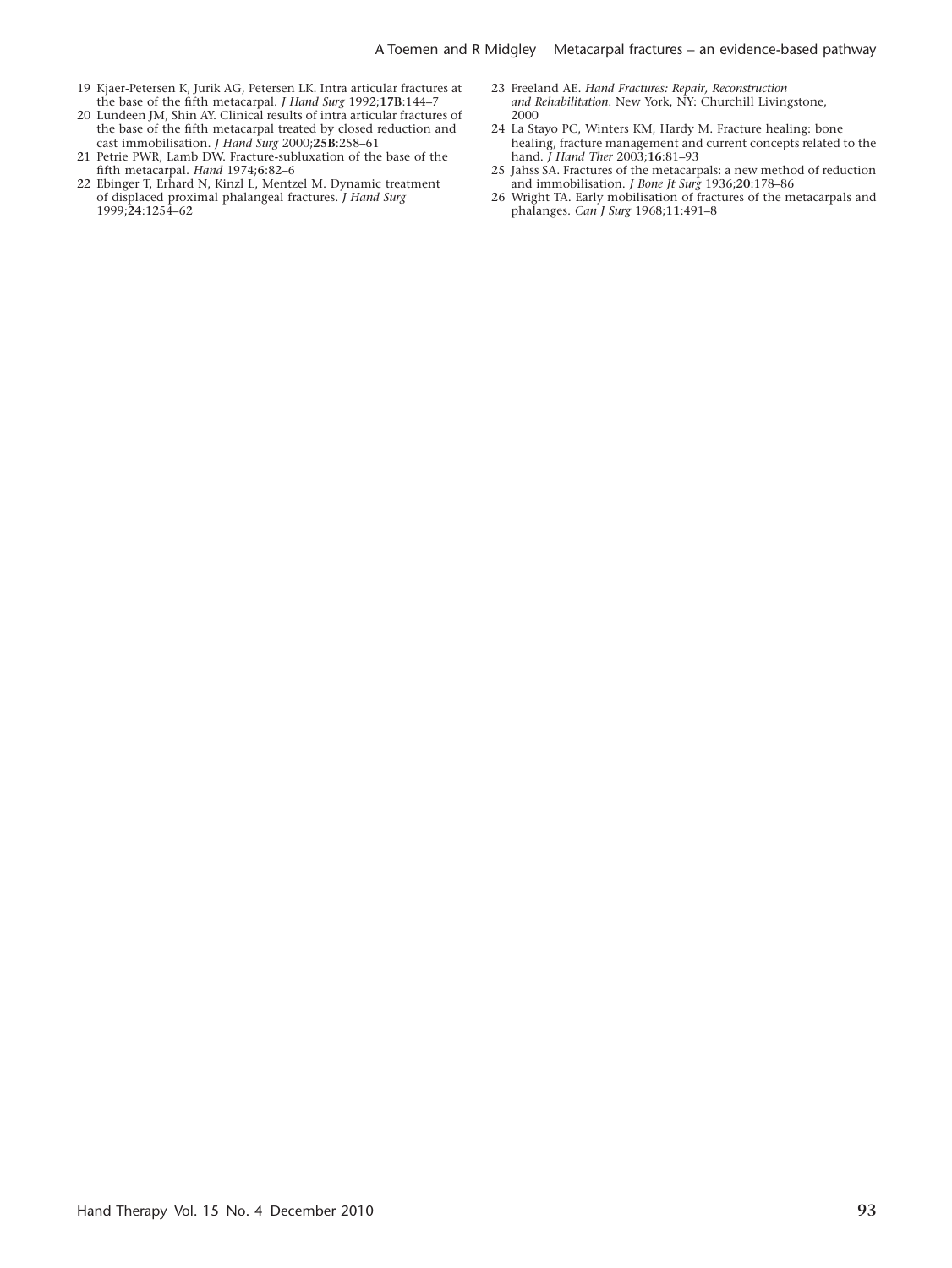19 Kjaer-Petersen K, Jurik AG, Petersen LK. Intra articular fractures at the base of the fifth metacarpal. *J Hand Surg* 1992;**17B**:144–7

20 Lundeen JM, Shin AY. Clinical results of intra articular fractures of the base of the fifth metacarpal treated by closed reduction and cast immobilisation. *J Hand Surg* 2000;**25B**:258–61

21 Petrie PWR, Lamb DW. Fracture-subluxation of the base of the fifth metacarpal. *Hand* 1974;**6**:82–6

22 Ebinger T, Erhard N, Kinzl L, Mentzel M. Dynamic treatment of displaced proximal phalangeal fractures. *J Hand Surg* 1999;**24**:1254–62

23 Freeland AE. *Hand Fractures: Repair, Reconstruction and Rehabilitation.* New York, NY: Churchill Livingstone, 2000

24 La Stayo PC, Winters KM, Hardy M. Fracture healing: bone healing, fracture management and current concepts related to the hand. *J Hand Ther* 2003;**16**:81–93

25 Jahss SA. Fractures of the metacarpals: a new method of reduction and immobilisation. *J Bone Jt Surg* 1936;**20**:178–86

26 Wright TA. Early mobilisation of fractures of the metacarpals and phalanges. *Can J Surg* 1968;**11**:491–8